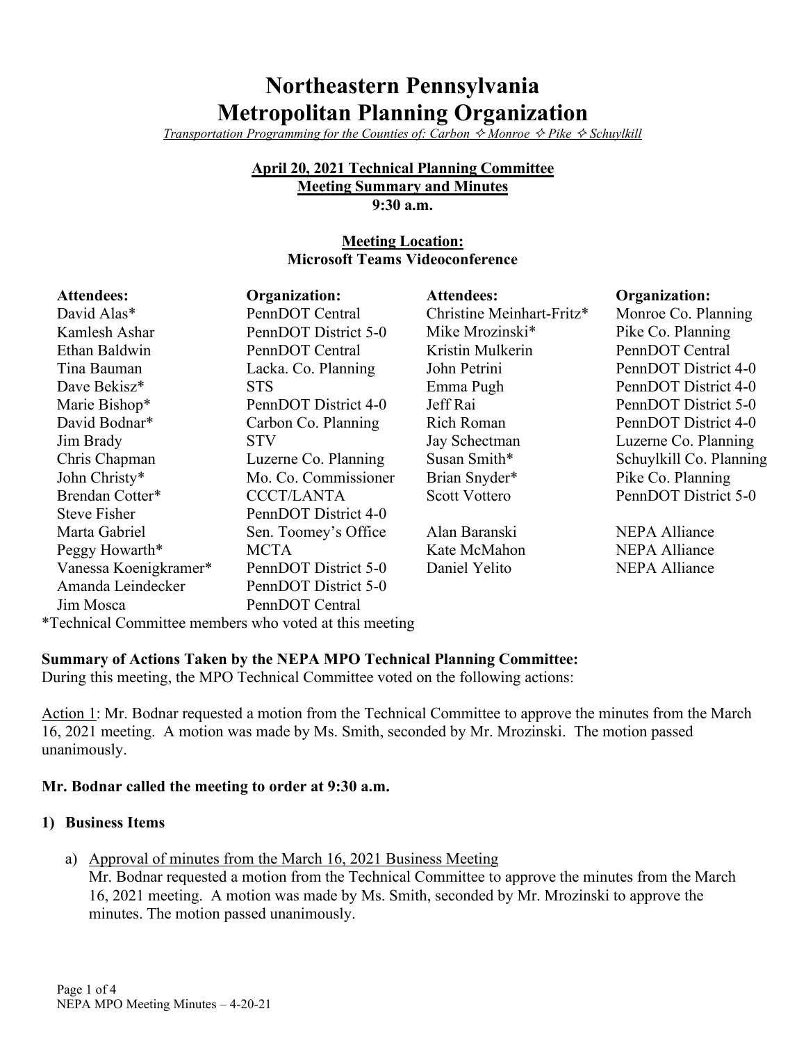# Northeastern Pennsylvania Metropolitan Planning Organization

*Transportation Programming for the Counties of: Carbon ✧ Monroe ✧ Pike ✧ Schuylkill*

**April 20, 2021 Technical Planning Committee**
**Meeting Summary and Minutes**
**9:30 a.m.**

**Meeting Location:**
**Microsoft Teams Videoconference**

| Attendees: | Organization: | Attendees: | Organization: |
|---|---|---|---|
| David Alas* | PennDOT Central | Christine Meinhart-Fritz* | Monroe Co. Planning |
| Kamlesh Ashar | PennDOT District 5-0 | Mike Mrozinski* | Pike Co. Planning |
| Ethan Baldwin | PennDOT Central | Kristin Mulkerin | PennDOT Central |
| Tina Bauman | Lacka. Co. Planning | John Petrini | PennDOT District 4-0 |
| Dave Bekisz* | STS | Emma Pugh | PennDOT District 4-0 |
| Marie Bishop* | PennDOT District 4-0 | Jeff Rai | PennDOT District 5-0 |
| David Bodnar* | Carbon Co. Planning | Rich Roman | PennDOT District 4-0 |
| Jim Brady | STV | Jay Schectman | Luzerne Co. Planning |
| Chris Chapman | Luzerne Co. Planning | Susan Smith* | Schuylkill Co. Planning |
| John Christy* | Mo. Co. Commissioner | Brian Snyder* | Pike Co. Planning |
| Brendan Cotter* | CCCT/LANTA | Scott Vottero | PennDOT District 5-0 |
| Steve Fisher | PennDOT District 4-0 | | |
| Marta Gabriel | Sen. Toomey's Office | Alan Baranski | NEPA Alliance |
| Peggy Howarth* | MCTA | Kate McMahon | NEPA Alliance |
| Vanessa Koenigkramer* | PennDOT District 5-0 | Daniel Yelito | NEPA Alliance |
| Amanda Leindecker | PennDOT District 5-0 | | |
| Jim Mosca | PennDOT Central | | |

*Technical Committee members who voted at this meeting

**Summary of Actions Taken by the NEPA MPO Technical Planning Committee:**
During this meeting, the MPO Technical Committee voted on the following actions:

Action 1: Mr. Bodnar requested a motion from the Technical Committee to approve the minutes from the March 16, 2021 meeting. A motion was made by Ms. Smith, seconded by Mr. Mrozinski. The motion passed unanimously.

**Mr. Bodnar called the meeting to order at 9:30 a.m.**

**1) Business Items**

a) Approval of minutes from the March 16, 2021 Business Meeting
Mr. Bodnar requested a motion from the Technical Committee to approve the minutes from the March 16, 2021 meeting. A motion was made by Ms. Smith, seconded by Mr. Mrozinski to approve the minutes. The motion passed unanimously.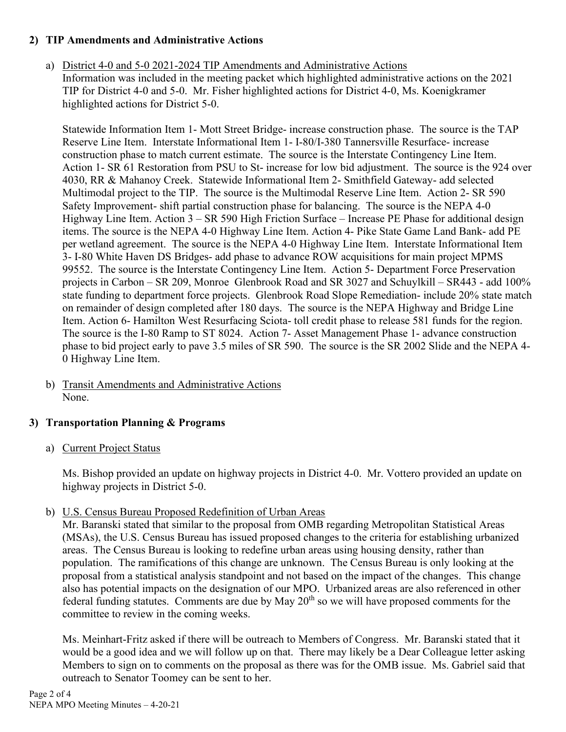## 2) TIP Amendments and Administrative Actions

a) District 4-0 and 5-0 2021-2024 TIP Amendments and Administrative Actions

Information was included in the meeting packet which highlighted administrative actions on the 2021 TIP for District 4-0 and 5-0. Mr. Fisher highlighted actions for District 4-0, Ms. Koenigkramer highlighted actions for District 5-0.

Statewide Information Item 1- Mott Street Bridge- increase construction phase. The source is the TAP Reserve Line Item. Interstate Informational Item 1- I-80/I-380 Tannersville Resurface- increase construction phase to match current estimate. The source is the Interstate Contingency Line Item. Action 1- SR 61 Restoration from PSU to St- increase for low bid adjustment. The source is the 924 over 4030, RR & Mahanoy Creek. Statewide Informational Item 2- Smithfield Gateway- add selected Multimodal project to the TIP. The source is the Multimodal Reserve Line Item. Action 2- SR 590 Safety Improvement- shift partial construction phase for balancing. The source is the NEPA 4-0 Highway Line Item. Action 3 – SR 590 High Friction Surface – Increase PE Phase for additional design items. The source is the NEPA 4-0 Highway Line Item. Action 4- Pike State Game Land Bank- add PE per wetland agreement. The source is the NEPA 4-0 Highway Line Item. Interstate Informational Item 3- I-80 White Haven DS Bridges- add phase to advance ROW acquisitions for main project MPMS 99552. The source is the Interstate Contingency Line Item. Action 5- Department Force Preservation projects in Carbon – SR 209, Monroe Glenbrook Road and SR 3027 and Schuylkill – SR443 - add 100% state funding to department force projects. Glenbrook Road Slope Remediation- include 20% state match on remainder of design completed after 180 days. The source is the NEPA Highway and Bridge Line Item. Action 6- Hamilton West Resurfacing Sciota- toll credit phase to release 581 funds for the region. The source is the I-80 Ramp to ST 8024. Action 7- Asset Management Phase 1- advance construction phase to bid project early to pave 3.5 miles of SR 590. The source is the SR 2002 Slide and the NEPA 4-0 Highway Line Item.

b) Transit Amendments and Administrative Actions

None.

## 3) Transportation Planning & Programs

a) Current Project Status

Ms. Bishop provided an update on highway projects in District 4-0. Mr. Vottero provided an update on highway projects in District 5-0.

b) U.S. Census Bureau Proposed Redefinition of Urban Areas

Mr. Baranski stated that similar to the proposal from OMB regarding Metropolitan Statistical Areas (MSAs), the U.S. Census Bureau has issued proposed changes to the criteria for establishing urbanized areas. The Census Bureau is looking to redefine urban areas using housing density, rather than population. The ramifications of this change are unknown. The Census Bureau is only looking at the proposal from a statistical analysis standpoint and not based on the impact of the changes. This change also has potential impacts on the designation of our MPO. Urbanized areas are also referenced in other federal funding statutes. Comments are due by May 20th so we will have proposed comments for the committee to review in the coming weeks.

Ms. Meinhart-Fritz asked if there will be outreach to Members of Congress. Mr. Baranski stated that it would be a good idea and we will follow up on that. There may likely be a Dear Colleague letter asking Members to sign on to comments on the proposal as there was for the OMB issue. Ms. Gabriel said that outreach to Senator Toomey can be sent to her.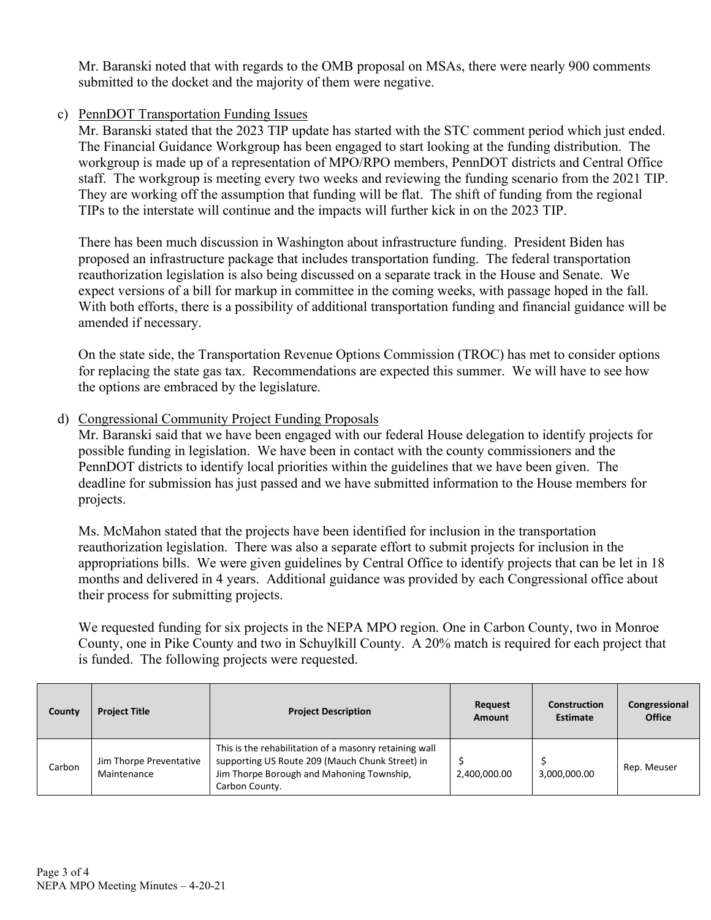Mr. Baranski noted that with regards to the OMB proposal on MSAs, there were nearly 900 comments submitted to the docket and the majority of them were negative.

c) PennDOT Transportation Funding Issues

Mr. Baranski stated that the 2023 TIP update has started with the STC comment period which just ended. The Financial Guidance Workgroup has been engaged to start looking at the funding distribution. The workgroup is made up of a representation of MPO/RPO members, PennDOT districts and Central Office staff. The workgroup is meeting every two weeks and reviewing the funding scenario from the 2021 TIP. They are working off the assumption that funding will be flat. The shift of funding from the regional TIPs to the interstate will continue and the impacts will further kick in on the 2023 TIP.

There has been much discussion in Washington about infrastructure funding. President Biden has proposed an infrastructure package that includes transportation funding. The federal transportation reauthorization legislation is also being discussed on a separate track in the House and Senate. We expect versions of a bill for markup in committee in the coming weeks, with passage hoped in the fall. With both efforts, there is a possibility of additional transportation funding and financial guidance will be amended if necessary.

On the state side, the Transportation Revenue Options Commission (TROC) has met to consider options for replacing the state gas tax. Recommendations are expected this summer. We will have to see how the options are embraced by the legislature.

d) Congressional Community Project Funding Proposals

Mr. Baranski said that we have been engaged with our federal House delegation to identify projects for possible funding in legislation. We have been in contact with the county commissioners and the PennDOT districts to identify local priorities within the guidelines that we have been given. The deadline for submission has just passed and we have submitted information to the House members for projects.

Ms. McMahon stated that the projects have been identified for inclusion in the transportation reauthorization legislation. There was also a separate effort to submit projects for inclusion in the appropriations bills. We were given guidelines by Central Office to identify projects that can be let in 18 months and delivered in 4 years. Additional guidance was provided by each Congressional office about their process for submitting projects.

We requested funding for six projects in the NEPA MPO region. One in Carbon County, two in Monroe County, one in Pike County and two in Schuylkill County. A 20% match is required for each project that is funded. The following projects were requested.

| County | Project Title | Project Description | Request Amount | Construction Estimate | Congressional Office |
|---|---|---|---|---|---|
| Carbon | Jim Thorpe Preventative Maintenance | This is the rehabilitation of a masonry retaining wall supporting US Route 209 (Mauch Chunk Street) in Jim Thorpe Borough and Mahoning Township, Carbon County. | $ 2,400,000.00 | $ 3,000,000.00 | Rep. Meuser |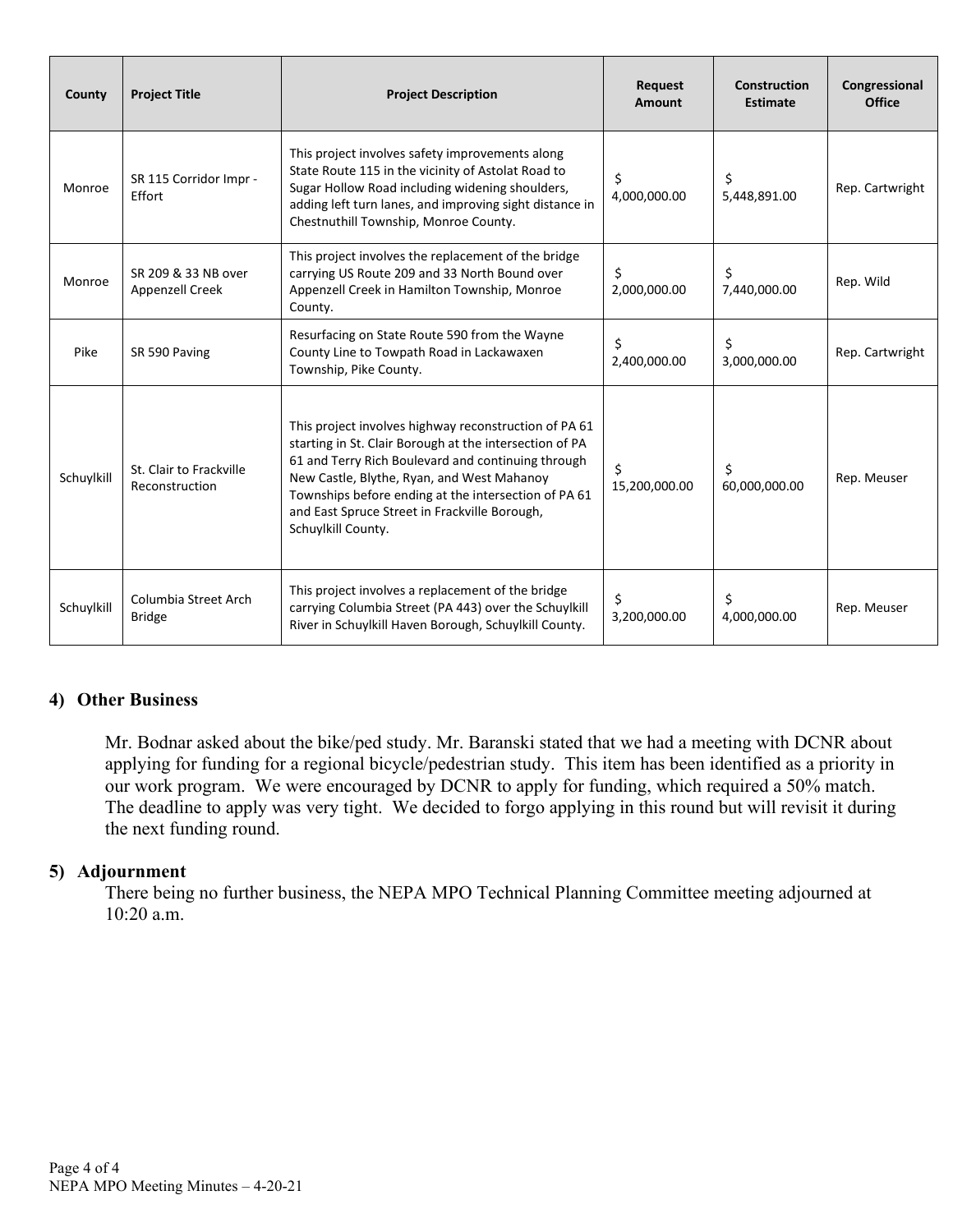| County | Project Title | Project Description | Request Amount | Construction Estimate | Congressional Office |
|---|---|---|---|---|---|
| Monroe | SR 115 Corridor Impr - Effort | This project involves safety improvements along State Route 115 in the vicinity of Astolat Road to Sugar Hollow Road including widening shoulders, adding left turn lanes, and improving sight distance in Chestnuthill Township, Monroe County. | $ 4,000,000.00 | $ 5,448,891.00 | Rep. Cartwright |
| Monroe | SR 209 & 33 NB over Appenzell Creek | This project involves the replacement of the bridge carrying US Route 209 and 33 North Bound over Appenzell Creek in Hamilton Township, Monroe County. | $ 2,000,000.00 | $ 7,440,000.00 | Rep. Wild |
| Pike | SR 590 Paving | Resurfacing on State Route 590 from the Wayne County Line to Towpath Road in Lackawaxen Township, Pike County. | $ 2,400,000.00 | $ 3,000,000.00 | Rep. Cartwright |
| Schuylkill | St. Clair to Frackville Reconstruction | This project involves highway reconstruction of PA 61 starting in St. Clair Borough at the intersection of PA 61 and Terry Rich Boulevard and continuing through New Castle, Blythe, Ryan, and West Mahanoy Townships before ending at the intersection of PA 61 and East Spruce Street in Frackville Borough, Schuylkill County. | $ 15,200,000.00 | $ 60,000,000.00 | Rep. Meuser |
| Schuylkill | Columbia Street Arch Bridge | This project involves a replacement of the bridge carrying Columbia Street (PA 443) over the Schuylkill River in Schuylkill Haven Borough, Schuylkill County. | $ 3,200,000.00 | $ 4,000,000.00 | Rep. Meuser |

## 4) Other Business

Mr. Bodnar asked about the bike/ped study. Mr. Baranski stated that we had a meeting with DCNR about applying for funding for a regional bicycle/pedestrian study. This item has been identified as a priority in our work program. We were encouraged by DCNR to apply for funding, which required a 50% match. The deadline to apply was very tight. We decided to forgo applying in this round but will revisit it during the next funding round.

## 5) Adjournment

There being no further business, the NEPA MPO Technical Planning Committee meeting adjourned at 10:20 a.m.